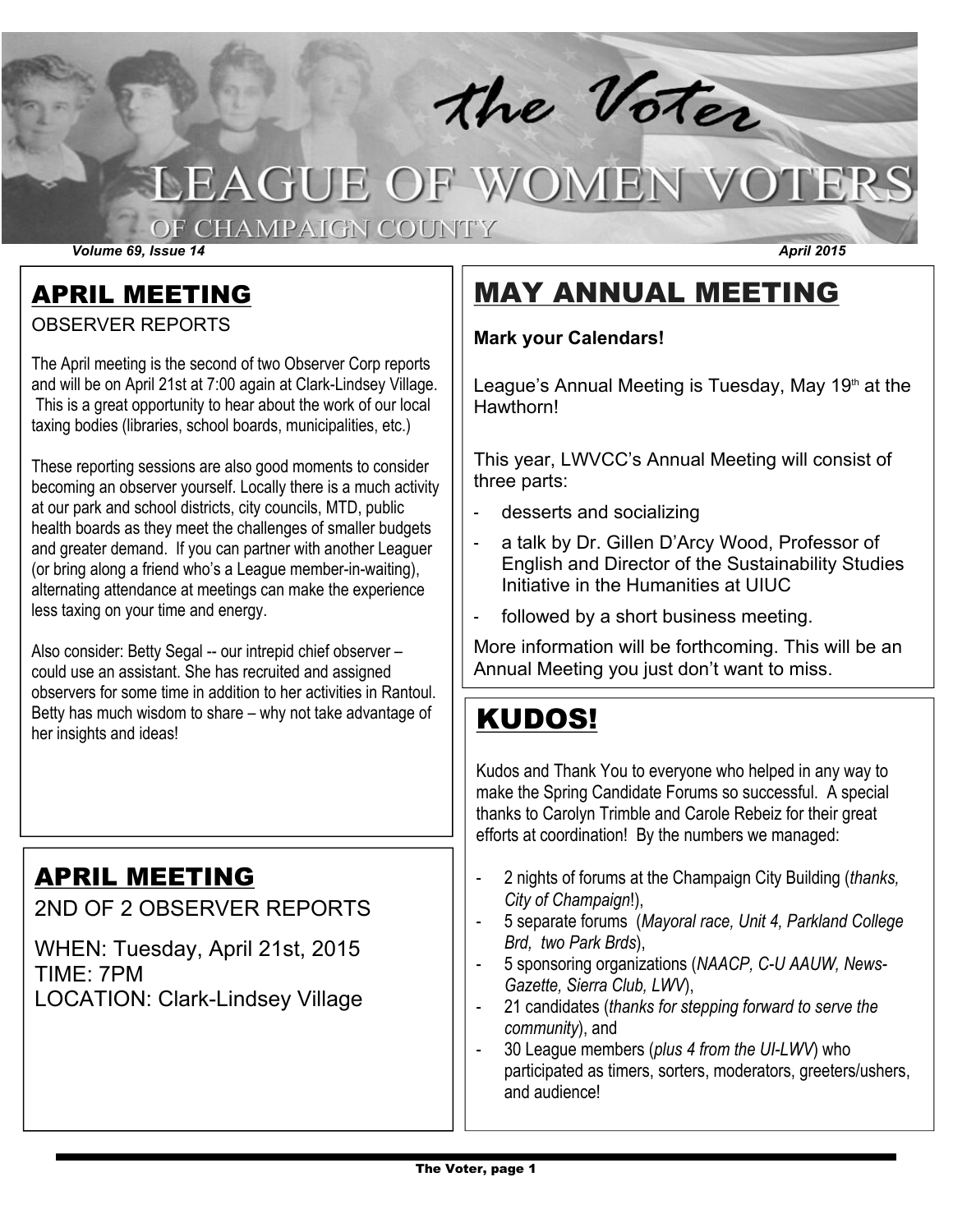# the Voter

# LEAGUE OF WOMEN VOTERS

## OF CHAMPAIGN COUNTY

*Volume 69, Issue 14* *April 2015*

## APRIL MEETING

OBSERVER REPORTS

The April meeting is the second of two Observer Corp reports and will be on April 21st at 7:00 again at Clark-Lindsey Village. This is a great opportunity to hear about the work of our local taxing bodies (libraries, school boards, municipalities, etc.)

These reporting sessions are also good moments to consider becoming an observer yourself. Locally there is a much activity at our park and school districts, city councils, MTD, public health boards as they meet the challenges of smaller budgets and greater demand. If you can partner with another Leaguer (or bring along a friend who's a League member-in-waiting), alternating attendance at meetings can make the experience less taxing on your time and energy.

Also consider: Betty Segal -- our intrepid chief observer – could use an assistant. She has recruited and assigned observers for some time in addition to her activities in Rantoul. Betty has much wisdom to share – why not take advantage of her insights and ideas!

## APRIL MEETING

2ND OF 2 OBSERVER REPORTS

WHEN: Tuesday, April 21st, 2015
TIME: 7PM
LOCATION: Clark-Lindsey Village

## MAY ANNUAL MEETING

**Mark your Calendars!**

League's Annual Meeting is Tuesday, May 19th at the Hawthorn!

This year, LWVCC's Annual Meeting will consist of three parts:

- desserts and socializing
- a talk by Dr. Gillen D'Arcy Wood, Professor of English and Director of the Sustainability Studies Initiative in the Humanities at UIUC
- followed by a short business meeting.

More information will be forthcoming. This will be an Annual Meeting you just don't want to miss.

## KUDOS!

Kudos and Thank You to everyone who helped in any way to make the Spring Candidate Forums so successful. A special thanks to Carolyn Trimble and Carole Rebeiz for their great efforts at coordination! By the numbers we managed:

- 2 nights of forums at the Champaign City Building (*thanks, City of Champaign*!),
- 5 separate forums (*Mayoral race, Unit 4, Parkland College Brd, two Park Brds*),
- 5 sponsoring organizations (*NAACP, C-U AAUW, News-Gazette, Sierra Club, LWV*),
- 21 candidates (*thanks for stepping forward to serve the community*), and
- 30 League members (*plus 4 from the UI-LWV*) who participated as timers, sorters, moderators, greeters/ushers, and audience!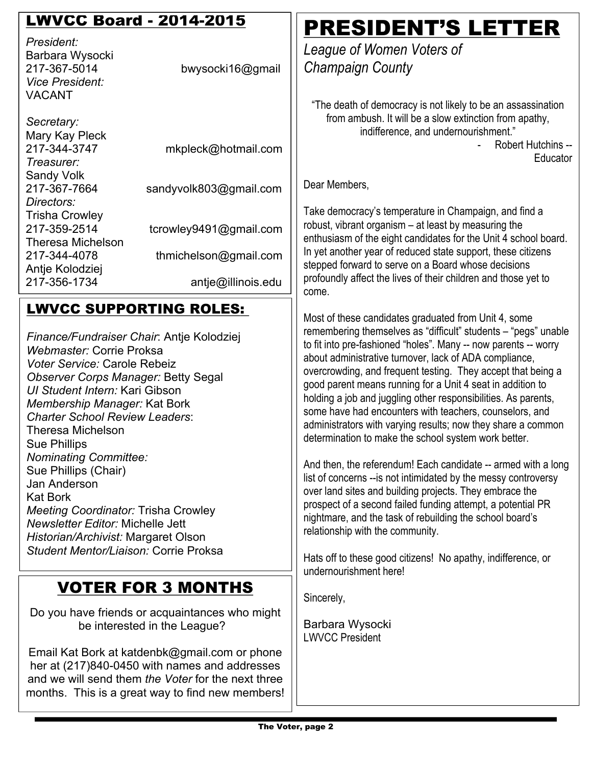## LWVCC Board - 2014-2015

*President:*
Barbara Wysocki
217-367-5014 bwysocki16@gmail

*Vice President:*
VACANT

*Secretary:*
Mary Kay Pleck
217-344-3747 mkpleck@hotmail.com

*Treasurer:*
Sandy Volk
217-367-7664 sandyvolk803@gmail.com

*Directors:*
Trisha Crowley
217-359-2514 tcrowley9491@gmail.com
Theresa Michelson
217-344-4078 thmichelson@gmail.com
Antje Kolodziej
217-356-1734 antje@illinois.edu

## LWVCC SUPPORTING ROLES:

*Finance/Fundraiser Chair*: Antje Kolodziej
*Webmaster:* Corrie Proksa
*Voter Service:* Carole Rebeiz
*Observer Corps Manager:* Betty Segal
*UI Student Intern:* Kari Gibson
*Membership Manager:* Kat Bork
*Charter School Review Leaders*:
Theresa Michelson
Sue Phillips
*Nominating Committee:*
Sue Phillips (Chair)
Jan Anderson
Kat Bork
*Meeting Coordinator:* Trisha Crowley
*Newsletter Editor:* Michelle Jett
*Historian/Archivist:* Margaret Olson
*Student Mentor/Liaison:* Corrie Proksa

## VOTER FOR 3 MONTHS

Do you have friends or acquaintances who might be interested in the League?

Email Kat Bork at katdenbk@gmail.com or phone her at (217)840-0450 with names and addresses and we will send them *the Voter* for the next three months. This is a great way to find new members!

# PRESIDENT'S LETTER

*League of Women Voters of Champaign County*

"The death of democracy is not likely to be an assassination from ambush. It will be a slow extinction from apathy, indifference, and undernourishment."

- Robert Hutchins -- Educator

Dear Members,

Take democracy's temperature in Champaign, and find a robust, vibrant organism – at least by measuring the enthusiasm of the eight candidates for the Unit 4 school board. In yet another year of reduced state support, these citizens stepped forward to serve on a Board whose decisions profoundly affect the lives of their children and those yet to come.

Most of these candidates graduated from Unit 4, some remembering themselves as "difficult" students – "pegs" unable to fit into pre-fashioned "holes". Many -- now parents -- worry about administrative turnover, lack of ADA compliance, overcrowding, and frequent testing. They accept that being a good parent means running for a Unit 4 seat in addition to holding a job and juggling other responsibilities. As parents, some have had encounters with teachers, counselors, and administrators with varying results; now they share a common determination to make the school system work better.

And then, the referendum! Each candidate -- armed with a long list of concerns --is not intimidated by the messy controversy over land sites and building projects. They embrace the prospect of a second failed funding attempt, a potential PR nightmare, and the task of rebuilding the school board's relationship with the community.

Hats off to these good citizens! No apathy, indifference, or undernourishment here!

Sincerely,

Barbara Wysocki
LWVCC President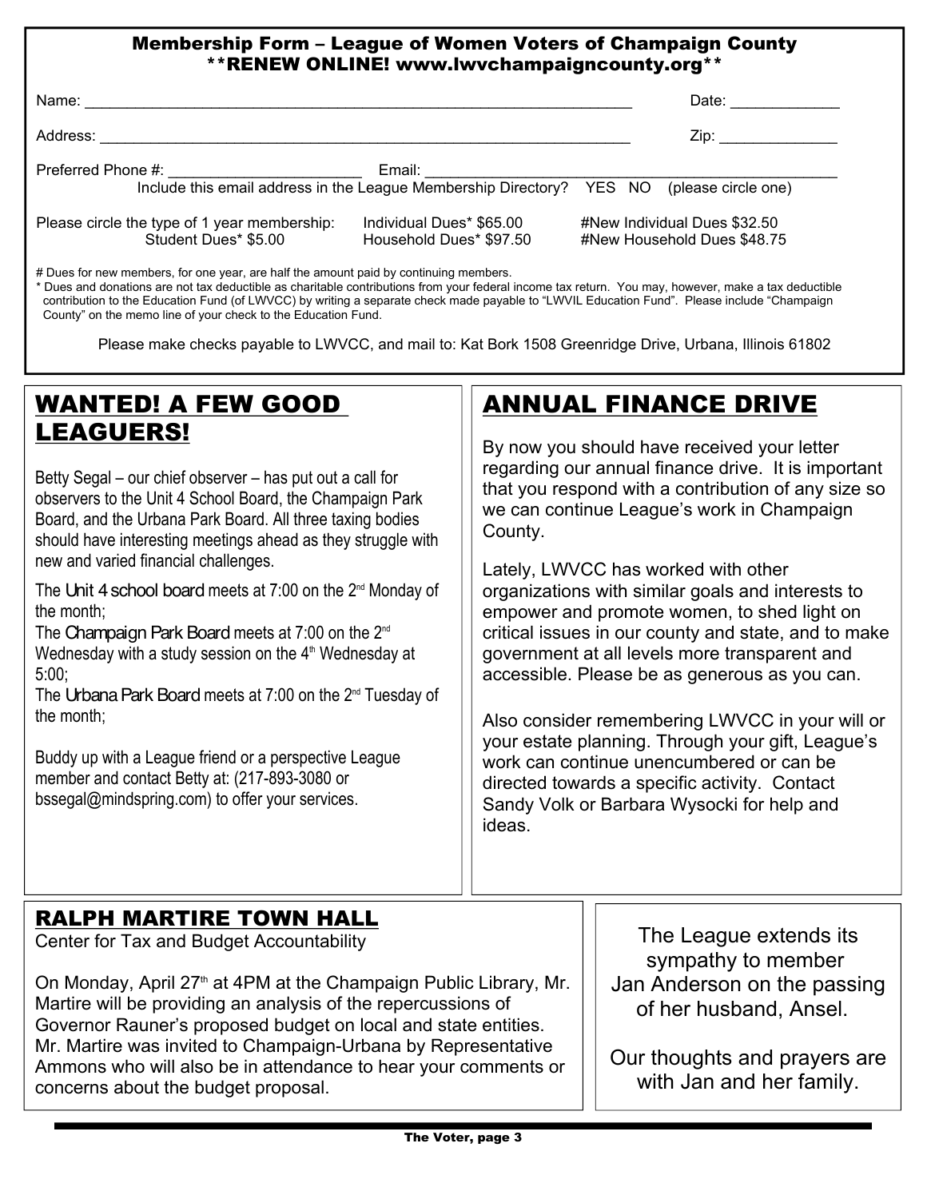## Membership Form – League of Women Voters of Champaign County

**\*\*RENEW ONLINE! www.lwvchampaigncounty.org\*\***

Name: ____________________________________________ Date: ____________

Address: __________________________________________ Zip: _____________

Preferred Phone #: ____________________ Email: ______________________________

Include this email address in the League Membership Directory? YES NO (please circle one)

Please circle the type of 1 year membership:

| | | |
|---|---|---|
| Student Dues* $5.00 | Individual Dues* $65.00 | #New Individual Dues $32.50 |
| | Household Dues* $97.50 | #New Household Dues $48.75 |

# Dues for new members, for one year, are half the amount paid by continuing members.

* Dues and donations are not tax deductible as charitable contributions from your federal income tax return. You may, however, make a tax deductible contribution to the Education Fund (of LWVCC) by writing a separate check made payable to "LWVIL Education Fund". Please include "Champaign County" on the memo line of your check to the Education Fund.

Please make checks payable to LWVCC, and mail to: Kat Bork 1508 Greenridge Drive, Urbana, Illinois 61802

## WANTED! A FEW GOOD LEAGUERS!

Betty Segal – our chief observer – has put out a call for observers to the Unit 4 School Board, the Champaign Park Board, and the Urbana Park Board. All three taxing bodies should have interesting meetings ahead as they struggle with new and varied financial challenges.

The Unit 4 school board meets at 7:00 on the 2nd Monday of the month;
The Champaign Park Board meets at 7:00 on the 2nd Wednesday with a study session on the 4th Wednesday at 5:00;
The Urbana Park Board meets at 7:00 on the 2nd Tuesday of the month;

Buddy up with a League friend or a perspective League member and contact Betty at: (217-893-3080 or bssegal@mindspring.com) to offer your services.

## ANNUAL FINANCE DRIVE

By now you should have received your letter regarding our annual finance drive. It is important that you respond with a contribution of any size so we can continue League's work in Champaign County.

Lately, LWVCC has worked with other organizations with similar goals and interests to empower and promote women, to shed light on critical issues in our county and state, and to make government at all levels more transparent and accessible. Please be as generous as you can.

Also consider remembering LWVCC in your will or your estate planning. Through your gift, League's work can continue unencumbered or can be directed towards a specific activity. Contact Sandy Volk or Barbara Wysocki for help and ideas.

## RALPH MARTIRE TOWN HALL

Center for Tax and Budget Accountability

On Monday, April 27th at 4PM at the Champaign Public Library, Mr. Martire will be providing an analysis of the repercussions of Governor Rauner's proposed budget on local and state entities. Mr. Martire was invited to Champaign-Urbana by Representative Ammons who will also be in attendance to hear your comments or concerns about the budget proposal.

The League extends its sympathy to member Jan Anderson on the passing of her husband, Ansel.

Our thoughts and prayers are with Jan and her family.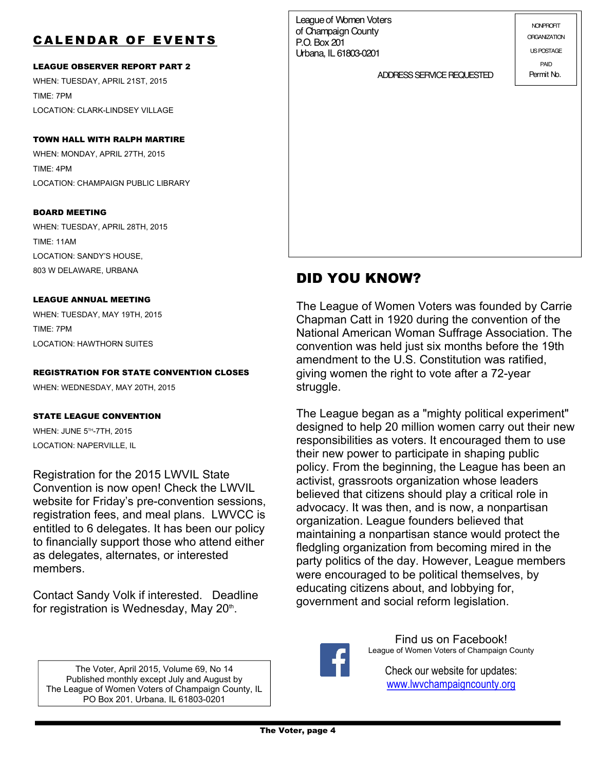## CALENDAR OF EVENTS

**LEAGUE OBSERVER REPORT PART 2**

WHEN: TUESDAY, APRIL 21ST, 2015

TIME: 7PM

LOCATION: CLARK-LINDSEY VILLAGE

**TOWN HALL WITH RALPH MARTIRE**

WHEN: MONDAY, APRIL 27TH, 2015

TIME: 4PM

LOCATION: CHAMPAIGN PUBLIC LIBRARY

**BOARD MEETING**

WHEN: TUESDAY, APRIL 28TH, 2015

TIME: 11AM

LOCATION: SANDY'S HOUSE,
803 W DELAWARE, URBANA

**LEAGUE ANNUAL MEETING**

WHEN: TUESDAY, MAY 19TH, 2015

TIME: 7PM

LOCATION: HAWTHORN SUITES

**REGISTRATION FOR STATE CONVENTION CLOSES**

WHEN: WEDNESDAY, MAY 20TH, 2015

**STATE LEAGUE CONVENTION**

WHEN: JUNE 5TH-7TH, 2015

LOCATION: NAPERVILLE, IL

Registration for the 2015 LWVIL State Convention is now open! Check the LWVIL website for Friday's pre-convention sessions, registration fees, and meal plans. LWVCC is entitled to 6 delegates. It has been our policy to financially support those who attend either as delegates, alternates, or interested members.

Contact Sandy Volk if interested. Deadline for registration is Wednesday, May 20th.

The Voter, April 2015, Volume 69, No 14
Published monthly except July and August by
The League of Women Voters of Champaign County, IL
PO Box 201, Urbana, IL 61803-0201

League of Women Voters
of Champaign County
P.O. Box 201
Urbana, IL 61803-0201

ADDRESS SERVICE REQUESTED

NONPROFIT ORGANIZATION
US POSTAGE
PAID
Permit No.

## DID YOU KNOW?

The League of Women Voters was founded by Carrie Chapman Catt in 1920 during the convention of the National American Woman Suffrage Association. The convention was held just six months before the 19th amendment to the U.S. Constitution was ratified, giving women the right to vote after a 72-year struggle.

The League began as a "mighty political experiment" designed to help 20 million women carry out their new responsibilities as voters. It encouraged them to use their new power to participate in shaping public policy. From the beginning, the League has been an activist, grassroots organization whose leaders believed that citizens should play a critical role in advocacy. It was then, and is now, a nonpartisan organization. League founders believed that maintaining a nonpartisan stance would protect the fledgling organization from becoming mired in the party politics of the day. However, League members were encouraged to be political themselves, by educating citizens about, and lobbying for, government and social reform legislation.

Find us on Facebook!
League of Women Voters of Champaign County

Check our website for updates:
www.lwvchampaigncounty.org